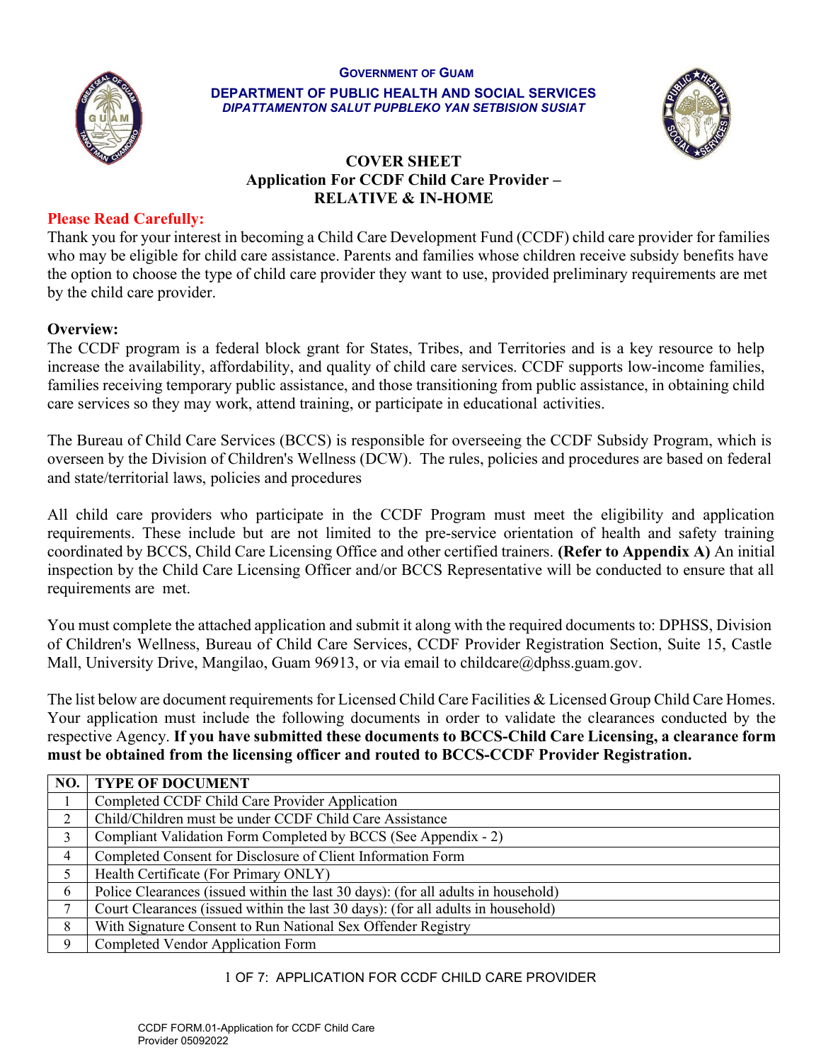**GOVERNMENT OF GUAM**

**DEPARTMENT OF PUBLIC HEALTH AND SOCIAL SERVICES**

***DIPATTAMENTON SALUT PUPBLEKO YAN SETBISION SUSIAT***

# COVER SHEET
## Application For CCDF Child Care Provider – RELATIVE & IN-HOME

**Please Read Carefully:**

Thank you for your interest in becoming a Child Care Development Fund (CCDF) child care provider for families who may be eligible for child care assistance. Parents and families whose children receive subsidy benefits have the option to choose the type of child care provider they want to use, provided preliminary requirements are met by the child care provider.

**Overview:**

The CCDF program is a federal block grant for States, Tribes, and Territories and is a key resource to help increase the availability, affordability, and quality of child care services. CCDF supports low-income families, families receiving temporary public assistance, and those transitioning from public assistance, in obtaining child care services so they may work, attend training, or participate in educational activities.

The Bureau of Child Care Services (BCCS) is responsible for overseeing the CCDF Subsidy Program, which is overseen by the Division of Children's Wellness (DCW). The rules, policies and procedures are based on federal and state/territorial laws, policies and procedures

All child care providers who participate in the CCDF Program must meet the eligibility and application requirements. These include but are not limited to the pre-service orientation of health and safety training coordinated by BCCS, Child Care Licensing Office and other certified trainers. **(Refer to Appendix A)** An initial inspection by the Child Care Licensing Officer and/or BCCS Representative will be conducted to ensure that all requirements are met.

You must complete the attached application and submit it along with the required documents to: DPHSS, Division of Children's Wellness, Bureau of Child Care Services, CCDF Provider Registration Section, Suite 15, Castle Mall, University Drive, Mangilao, Guam 96913, or via email to childcare@dphss.guam.gov.

The list below are document requirements for Licensed Child Care Facilities & Licensed Group Child Care Homes. Your application must include the following documents in order to validate the clearances conducted by the respective Agency. **If you have submitted these documents to BCCS-Child Care Licensing, a clearance form must be obtained from the licensing officer and routed to BCCS-CCDF Provider Registration.**

| NO. | TYPE OF DOCUMENT |
|---|---|
| 1 | Completed CCDF Child Care Provider Application |
| 2 | Child/Children must be under CCDF Child Care Assistance |
| 3 | Compliant Validation Form Completed by BCCS (See Appendix - 2) |
| 4 | Completed Consent for Disclosure of Client Information Form |
| 5 | Health Certificate (For Primary ONLY) |
| 6 | Police Clearances (issued within the last 30 days): (for all adults in household) |
| 7 | Court Clearances (issued within the last 30 days): (for all adults in household) |
| 8 | With Signature Consent to Run National Sex Offender Registry |
| 9 | Completed Vendor Application Form |

CCDF FORM.01-Application for CCDF Child Care Provider 05092022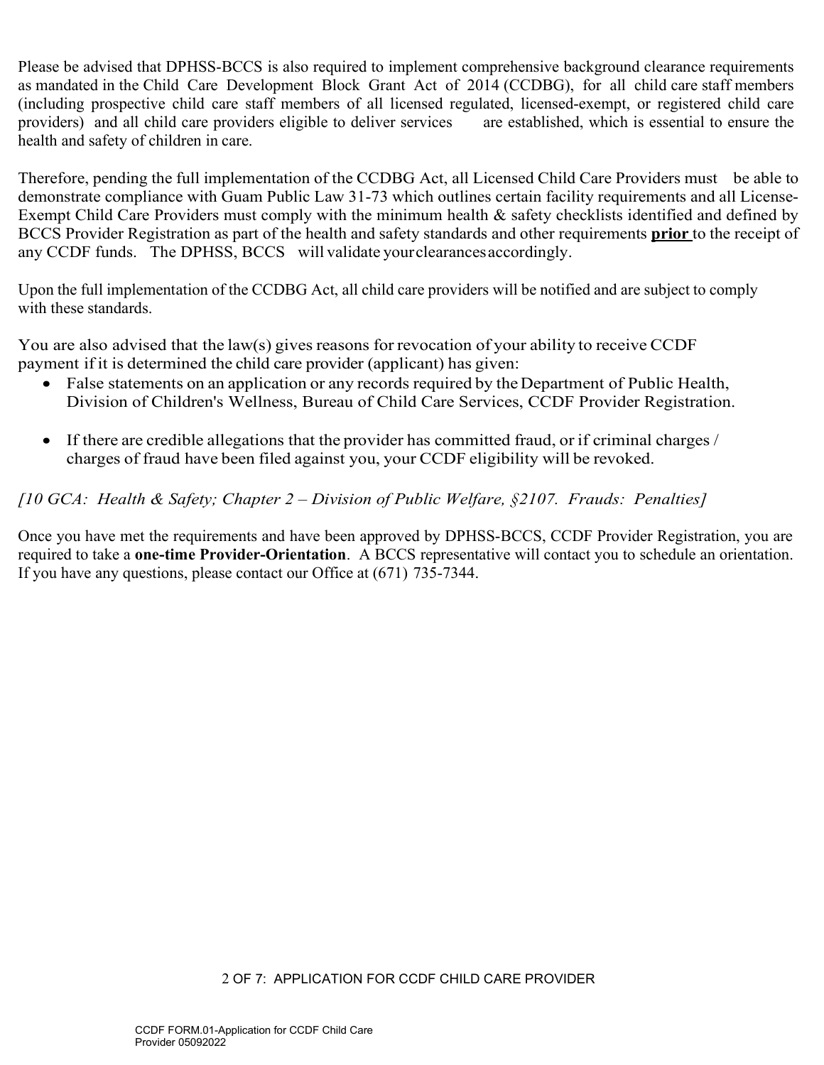Please be advised that DPHSS-BCCS is also required to implement comprehensive background clearance requirements as mandated in the Child Care Development Block Grant Act of 2014 (CCDBG), for all child care staff members (including prospective child care staff members of all licensed regulated, licensed-exempt, or registered child care providers) and all child care providers eligible to deliver services are established, which is essential to ensure the health and safety of children in care.

Therefore, pending the full implementation of the CCDBG Act, all Licensed Child Care Providers must be able to demonstrate compliance with Guam Public Law 31-73 which outlines certain facility requirements and all License-Exempt Child Care Providers must comply with the minimum health & safety checklists identified and defined by BCCS Provider Registration as part of the health and safety standards and other requirements **prior** to the receipt of any CCDF funds. The DPHSS, BCCS will validate your clearances accordingly.

Upon the full implementation of the CCDBG Act, all child care providers will be notified and are subject to comply with these standards.

You are also advised that the law(s) gives reasons for revocation of your ability to receive CCDF payment if it is determined the child care provider (applicant) has given:

- False statements on an application or any records required by the Department of Public Health, Division of Children's Wellness, Bureau of Child Care Services, CCDF Provider Registration.

- If there are credible allegations that the provider has committed fraud, or if criminal charges / charges of fraud have been filed against you, your CCDF eligibility will be revoked.

*[10 GCA: Health & Safety; Chapter 2 – Division of Public Welfare, §2107. Frauds: Penalties]*

Once you have met the requirements and have been approved by DPHSS-BCCS, CCDF Provider Registration, you are required to take a **one-time Provider-Orientation**. A BCCS representative will contact you to schedule an orientation. If you have any questions, please contact our Office at (671) 735-7344.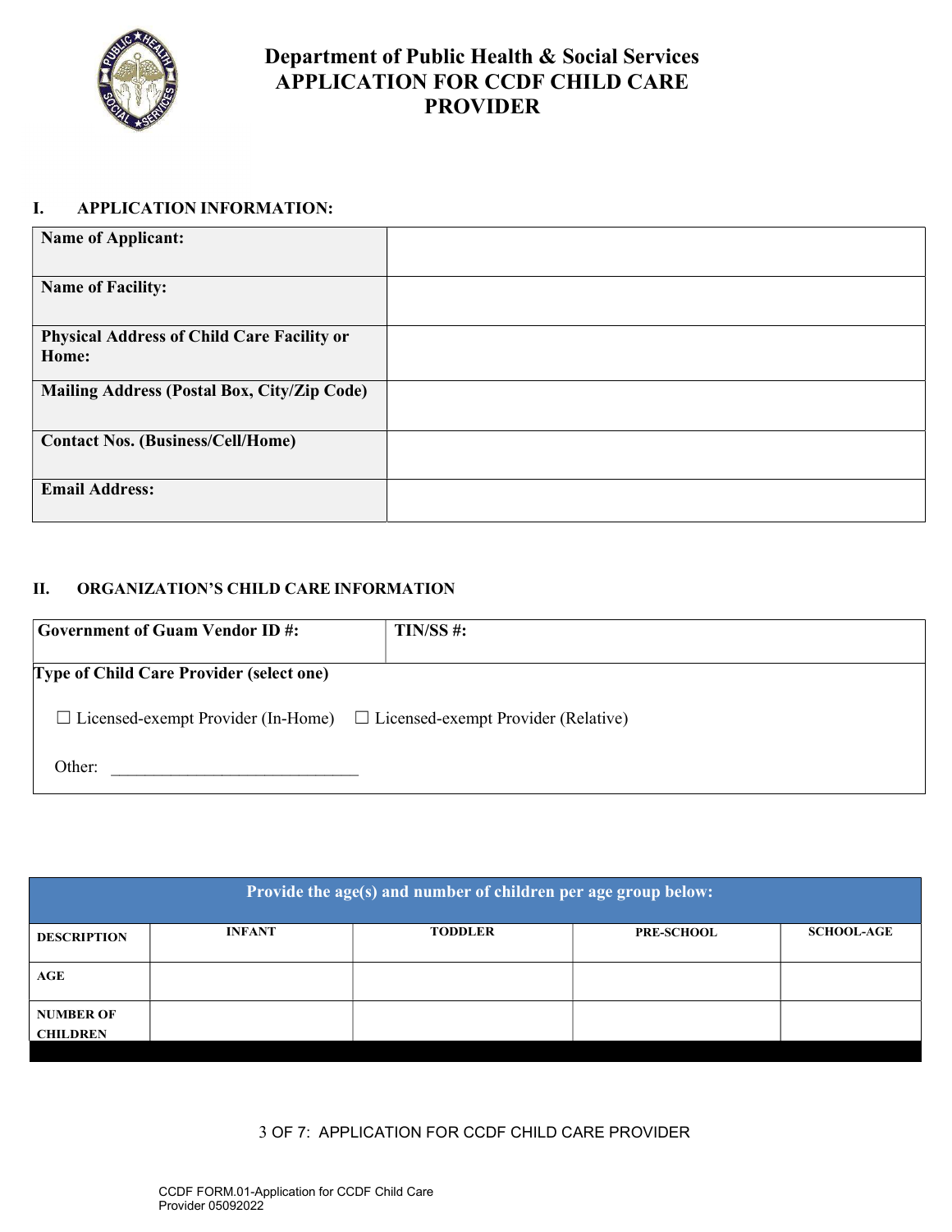# Department of Public Health & Social Services
# APPLICATION FOR CCDF CHILD CARE PROVIDER

## I. APPLICATION INFORMATION:

| | |
|---|---|
| **Name of Applicant:** | |
| **Name of Facility:** | |
| **Physical Address of Child Care Facility or Home:** | |
| **Mailing Address (Postal Box, City/Zip Code)** | |
| **Contact Nos. (Business/Cell/Home)** | |
| **Email Address:** | |

## II. ORGANIZATION'S CHILD CARE INFORMATION

| **Government of Guam Vendor ID #:** | **TIN/SS #:** |
|---|---|

**Type of Child Care Provider (select one)**

☐ Licensed-exempt Provider (In-Home) ☐ Licensed-exempt Provider (Relative)

Other: ______________________________

| **Provide the age(s) and number of children per age group below:** | | | | |
|---|---|---|---|---|
| **DESCRIPTION** | **INFANT** | **TODDLER** | **PRE-SCHOOL** | **SCHOOL-AGE** |
| **AGE** | | | | |
| **NUMBER OF CHILDREN** | | | | |

CCDF FORM.01-Application for CCDF Child Care Provider 05092022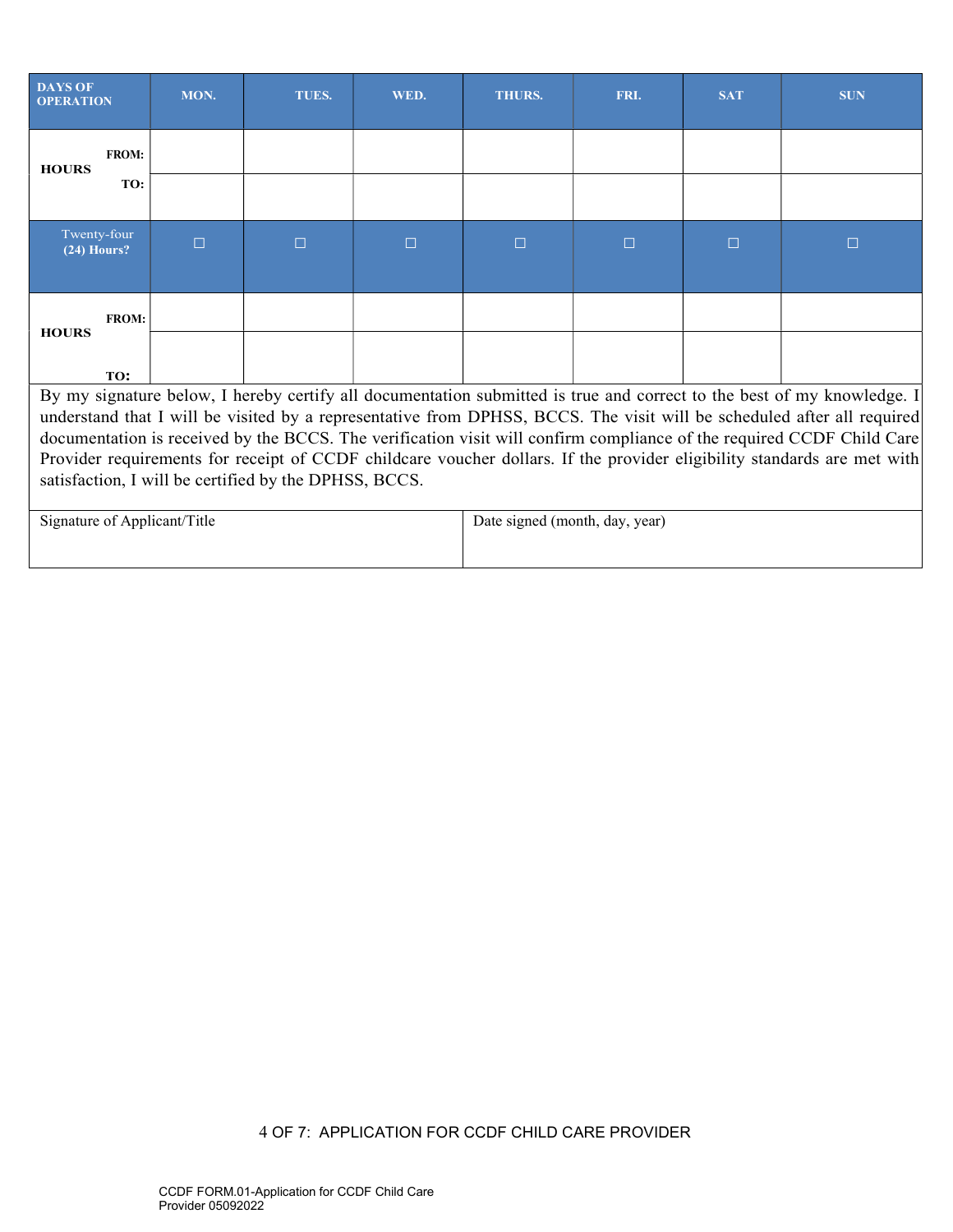| DAYS OF OPERATION | | MON. | TUES. | WED. | THURS. | FRI. | SAT | SUN |
|---|---|---|---|---|---|---|---|---|
| HOURS | FROM: | | | | | | | |
| | TO: | | | | | | | |
| Twenty-four (24) Hours? | | ☐ | ☐ | ☐ | ☐ | ☐ | ☐ | ☐ |
| HOURS | FROM: | | | | | | | |
| | TO: | | | | | | | |

By my signature below, I hereby certify all documentation submitted is true and correct to the best of my knowledge. I understand that I will be visited by a representative from DPHSS, BCCS. The visit will be scheduled after all required documentation is received by the BCCS. The verification visit will confirm compliance of the required CCDF Child Care Provider requirements for receipt of CCDF childcare voucher dollars. If the provider eligibility standards are met with satisfaction, I will be certified by the DPHSS, BCCS.

| Signature of Applicant/Title | Date signed (month, day, year) |
|---|---|
| | |

CCDF FORM.01-Application for CCDF Child Care Provider 05092022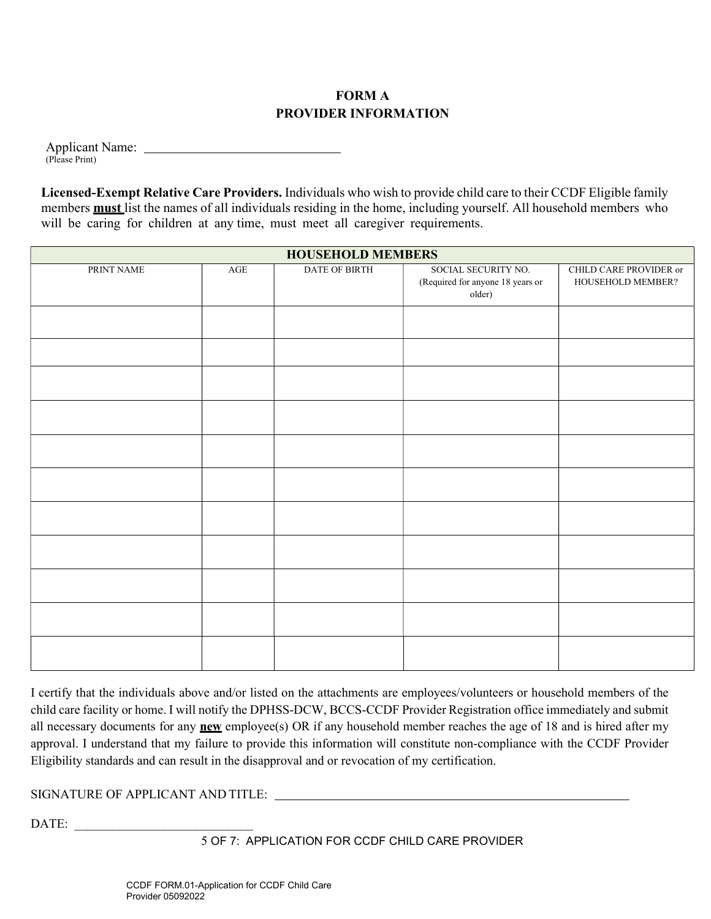# FORM A
## PROVIDER INFORMATION

Applicant Name: ______________________________
(Please Print)

**Licensed-Exempt Relative Care Providers.** Individuals who wish to provide child care to their CCDF Eligible family members **must** list the names of all individuals residing in the home, including yourself. All household members who will be caring for children at any time, must meet all caregiver requirements.

| HOUSEHOLD MEMBERS | | | | |
|---|---|---|---|---|
| PRINT NAME | AGE | DATE OF BIRTH | SOCIAL SECURITY NO. (Required for anyone 18 years or older) | CHILD CARE PROVIDER or HOUSEHOLD MEMBER? |
| | | | | |
| | | | | |
| | | | | |
| | | | | |
| | | | | |
| | | | | |
| | | | | |
| | | | | |
| | | | | |
| | | | | |
| | | | | |

I certify that the individuals above and/or listed on the attachments are employees/volunteers or household members of the child care facility or home. I will notify the DPHSS-DCW, BCCS-CCDF Provider Registration office immediately and submit all necessary documents for any **new** employee(s) OR if any household member reaches the age of 18 and is hired after my approval. I understand that my failure to provide this information will constitute non-compliance with the CCDF Provider Eligibility standards and can result in the disapproval and or revocation of my certification.

SIGNATURE OF APPLICANT AND TITLE: ____________________________________________

DATE: ____________________________

APPLICATION FOR CCDF CHILD CARE PROVIDER

CCDF FORM.01-Application for CCDF Child Care Provider 05092022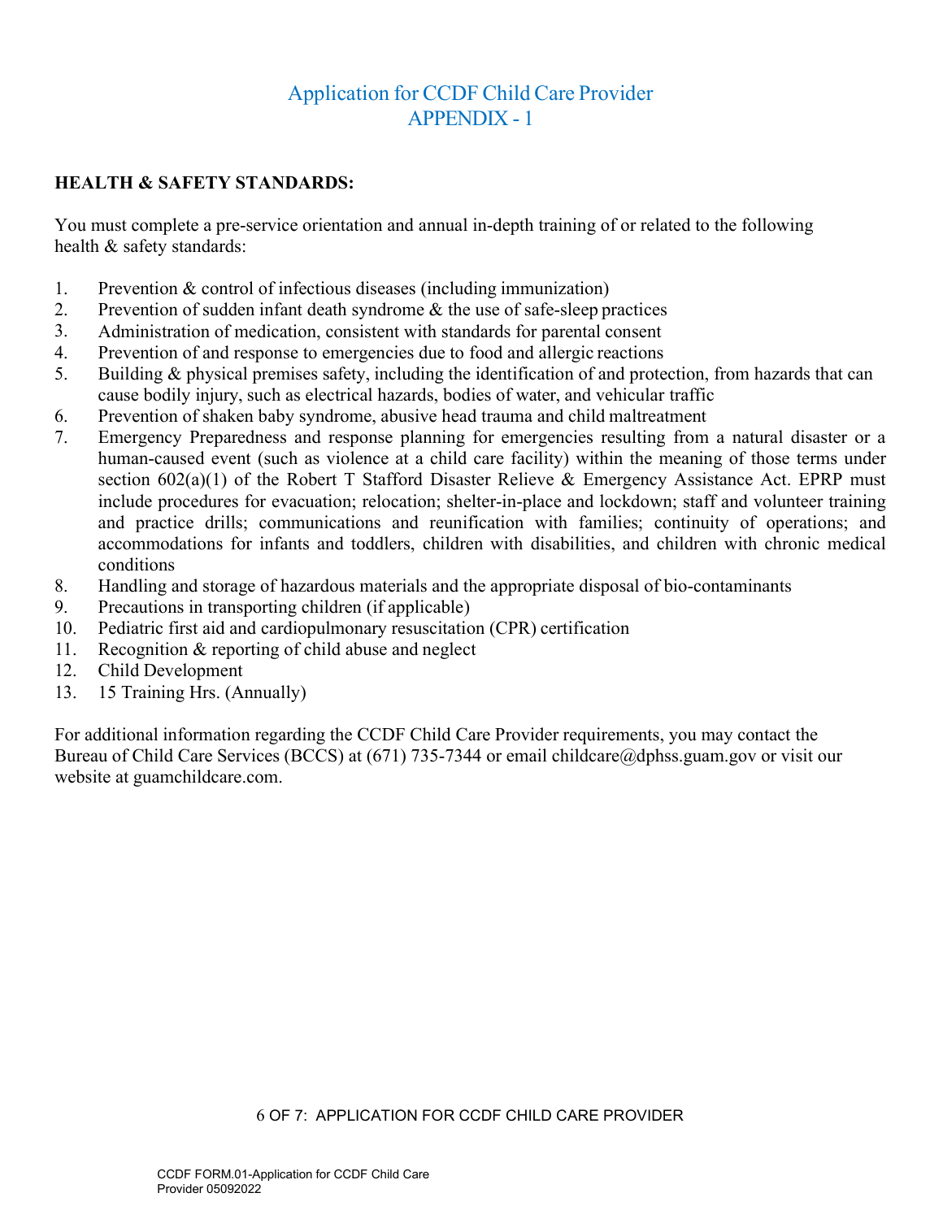# Application for CCDF Child Care Provider
## APPENDIX - 1

**HEALTH & SAFETY STANDARDS:**

You must complete a pre-service orientation and annual in-depth training of or related to the following health & safety standards:

1. Prevention & control of infectious diseases (including immunization)
2. Prevention of sudden infant death syndrome & the use of safe-sleep practices
3. Administration of medication, consistent with standards for parental consent
4. Prevention of and response to emergencies due to food and allergic reactions
5. Building & physical premises safety, including the identification of and protection, from hazards that can cause bodily injury, such as electrical hazards, bodies of water, and vehicular traffic
6. Prevention of shaken baby syndrome, abusive head trauma and child maltreatment
7. Emergency Preparedness and response planning for emergencies resulting from a natural disaster or a human-caused event (such as violence at a child care facility) within the meaning of those terms under section 602(a)(1) of the Robert T Stafford Disaster Relieve & Emergency Assistance Act. EPRP must include procedures for evacuation; relocation; shelter-in-place and lockdown; staff and volunteer training and practice drills; communications and reunification with families; continuity of operations; and accommodations for infants and toddlers, children with disabilities, and children with chronic medical conditions
8. Handling and storage of hazardous materials and the appropriate disposal of bio-contaminants
9. Precautions in transporting children (if applicable)
10. Pediatric first aid and cardiopulmonary resuscitation (CPR) certification
11. Recognition & reporting of child abuse and neglect
12. Child Development
13. 15 Training Hrs. (Annually)

For additional information regarding the CCDF Child Care Provider requirements, you may contact the Bureau of Child Care Services (BCCS) at (671) 735-7344 or email childcare@dphss.guam.gov or visit our website at guamchildcare.com.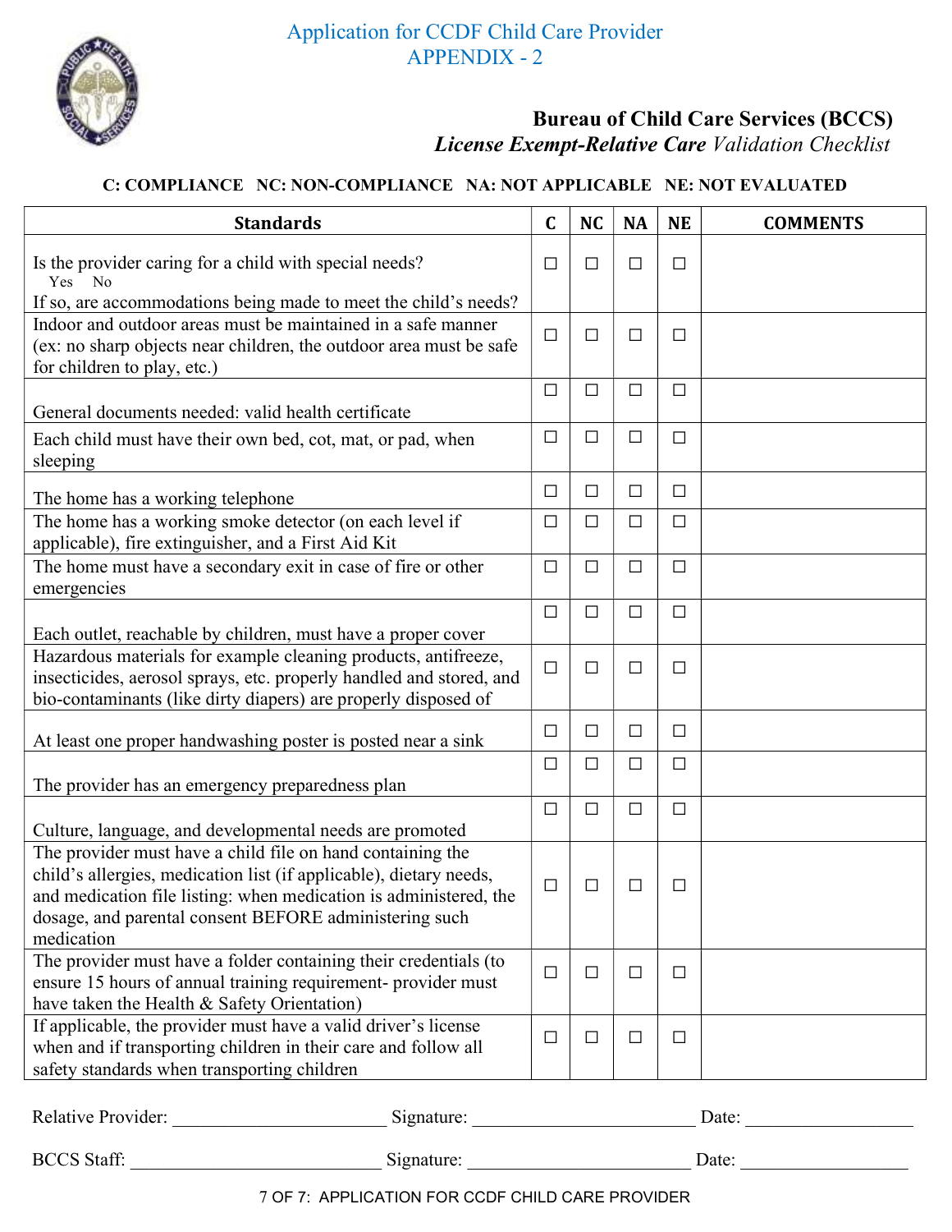# Application for CCDF Child Care Provider
## APPENDIX - 2

**Bureau of Child Care Services (BCCS)**
***License Exempt-Relative Care*** *Validation Checklist*

**C: COMPLIANCE NC: NON-COMPLIANCE NA: NOT APPLICABLE NE: NOT EVALUATED**

| Standards | C | NC | NA | NE | COMMENTS |
|---|---|---|---|---|---|
| Is the provider caring for a child with special needs? Yes No If so, are accommodations being made to meet the child's needs? | ☐ | ☐ | ☐ | ☐ | |
| Indoor and outdoor areas must be maintained in a safe manner (ex: no sharp objects near children, the outdoor area must be safe for children to play, etc.) | ☐ | ☐ | ☐ | ☐ | |
| General documents needed: valid health certificate | ☐ | ☐ | ☐ | ☐ | |
| Each child must have their own bed, cot, mat, or pad, when sleeping | ☐ | ☐ | ☐ | ☐ | |
| The home has a working telephone | ☐ | ☐ | ☐ | ☐ | |
| The home has a working smoke detector (on each level if applicable), fire extinguisher, and a First Aid Kit | ☐ | ☐ | ☐ | ☐ | |
| The home must have a secondary exit in case of fire or other emergencies | ☐ | ☐ | ☐ | ☐ | |
| Each outlet, reachable by children, must have a proper cover | ☐ | ☐ | ☐ | ☐ | |
| Hazardous materials for example cleaning products, antifreeze, insecticides, aerosol sprays, etc. properly handled and stored, and bio-contaminants (like dirty diapers) are properly disposed of | ☐ | ☐ | ☐ | ☐ | |
| At least one proper handwashing poster is posted near a sink | ☐ | ☐ | ☐ | ☐ | |
| The provider has an emergency preparedness plan | ☐ | ☐ | ☐ | ☐ | |
| Culture, language, and developmental needs are promoted | ☐ | ☐ | ☐ | ☐ | |
| The provider must have a child file on hand containing the child's allergies, medication list (if applicable), dietary needs, and medication file listing: when medication is administered, the dosage, and parental consent BEFORE administering such medication | ☐ | ☐ | ☐ | ☐ | |
| The provider must have a folder containing their credentials (to ensure 15 hours of annual training requirement- provider must have taken the Health & Safety Orientation) | ☐ | ☐ | ☐ | ☐ | |
| If applicable, the provider must have a valid driver's license when and if transporting children in their care and follow all safety standards when transporting children | ☐ | ☐ | ☐ | ☐ | |

Relative Provider: ______________________ Signature: ________________________ Date: __________________

BCCS Staff: __________________________ Signature: ________________________ Date: __________________